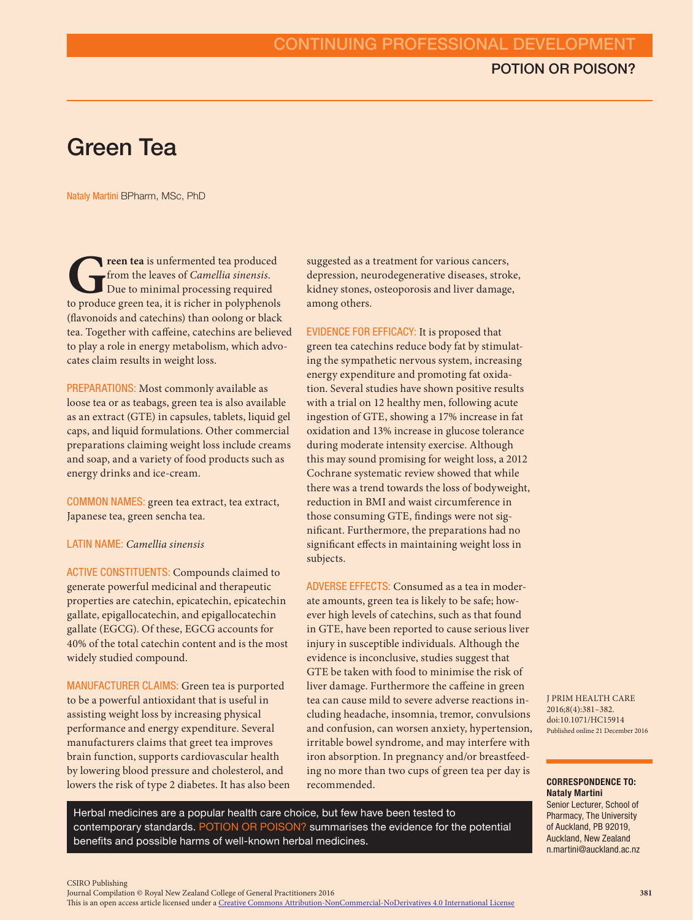# Green Tea

Nataly Martini BPharm, MSc, PhD

**Green tea** is unfermented tea produced from the leaves of *Camellia sinensis*. Due to minimal processing required to produce green tea, it is richer in polyphenols (flavonoids and catechins) than oolong or black tea. Together with caffeine, catechins are believed to play a role in energy metabolism, which advocates claim results in weight loss.

PREPARATIONS: Most commonly available as loose tea or as teabags, green tea is also available as an extract (GTE) in capsules, tablets, liquid gel caps, and liquid formulations. Other commercial preparations claiming weight loss include creams and soap, and a variety of food products such as energy drinks and ice-cream.

COMMON NAMES: green tea extract, tea extract, Japanese tea, green sencha tea.

LATIN NAME: *Camellia sinensis*

ACTIVE CONSTITUENTS: Compounds claimed to generate powerful medicinal and therapeutic properties are catechin, epicatechin, epicatechin gallate, epigallocatechin, and epigallocatechin gallate (EGCG). Of these, EGCG accounts for 40% of the total catechin content and is the most widely studied compound.

MANUFACTURER CLAIMS: Green tea is purported to be a powerful antioxidant that is useful in assisting weight loss by increasing physical performance and energy expenditure. Several manufacturers claims that greet tea improves brain function, supports cardiovascular health by lowering blood pressure and cholesterol, and lowers the risk of type 2 diabetes. It has also been suggested as a treatment for various cancers, depression, neurodegenerative diseases, stroke, kidney stones, osteoporosis and liver damage, among others.

EVIDENCE FOR EFFICACY: It is proposed that green tea catechins reduce body fat by stimulating the sympathetic nervous system, increasing energy expenditure and promoting fat oxidation. Several studies have shown positive results with a trial on 12 healthy men, following acute ingestion of GTE, showing a 17% increase in fat oxidation and 13% increase in glucose tolerance during moderate intensity exercise. Although this may sound promising for weight loss, a 2012 Cochrane systematic review showed that while there was a trend towards the loss of bodyweight, reduction in BMI and waist circumference in those consuming GTE, findings were not significant. Furthermore, the preparations had no significant effects in maintaining weight loss in subjects.

ADVERSE EFFECTS: Consumed as a tea in moderate amounts, green tea is likely to be safe; however high levels of catechins, such as that found in GTE, have been reported to cause serious liver injury in susceptible individuals. Although the evidence is inconclusive, studies suggest that GTE be taken with food to minimise the risk of liver damage. Furthermore the caffeine in green tea can cause mild to severe adverse reactions including headache, insomnia, tremor, convulsions and confusion, can worsen anxiety, hypertension, irritable bowel syndrome, and may interfere with iron absorption. In pregnancy and/or breastfeeding no more than two cups of green tea per day is recommended.

Herbal medicines are a popular health care choice, but few have been tested to contemporary standards. POTION OR POISON? summarises the evidence for the potential benefits and possible harms of well-known herbal medicines.

J PRIM HEALTH CARE 2016;8(4):381–382.
doi:10.1071/HC15914
Published online 21 December 2016

**CORRESPONDENCE TO:**
**Nataly Martini**
Senior Lecturer, School of Pharmacy, The University of Auckland, PB 92019, Auckland, New Zealand
n.martini@auckland.ac.nz

CSIRO Publishing
Journal Compilation © Royal New Zealand College of General Practitioners 2016
This is an open access article licensed under a Creative Commons Attribution-NonCommercial-NoDerivatives 4.0 International License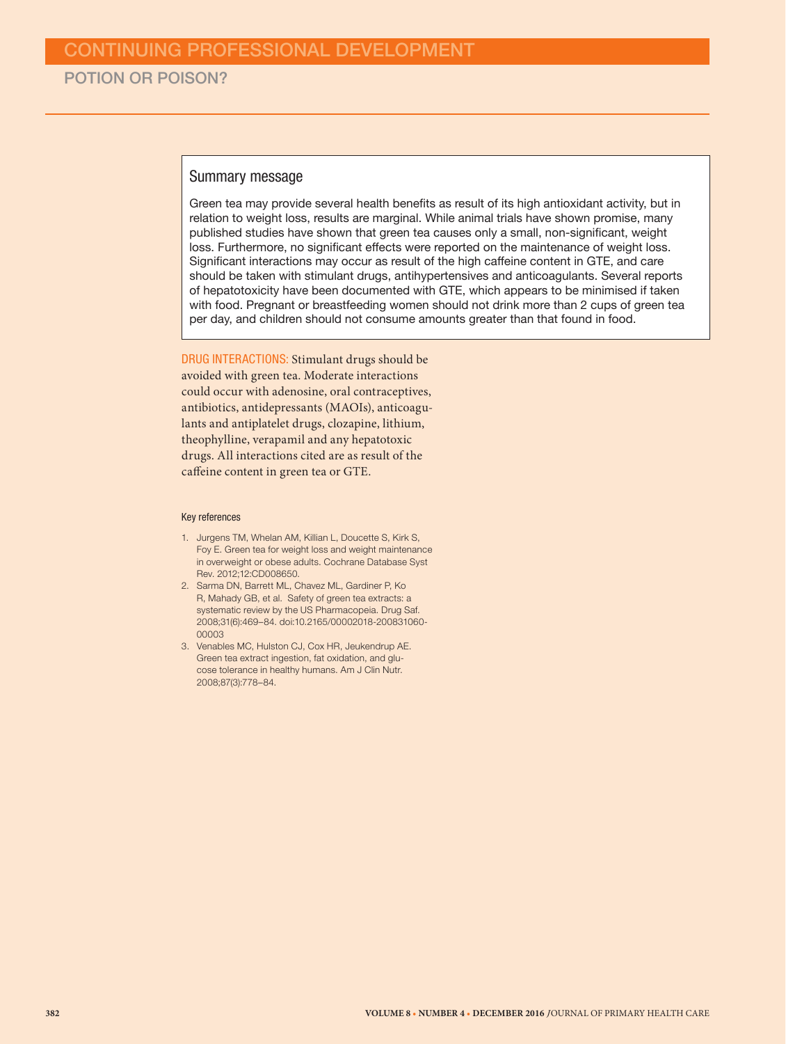## Summary message

Green tea may provide several health benefits as result of its high antioxidant activity, but in relation to weight loss, results are marginal. While animal trials have shown promise, many published studies have shown that green tea causes only a small, non-significant, weight loss. Furthermore, no significant effects were reported on the maintenance of weight loss. Significant interactions may occur as result of the high caffeine content in GTE, and care should be taken with stimulant drugs, antihypertensives and anticoagulants. Several reports of hepatotoxicity have been documented with GTE, which appears to be minimised if taken with food. Pregnant or breastfeeding women should not drink more than 2 cups of green tea per day, and children should not consume amounts greater than that found in food.

DRUG INTERACTIONS: Stimulant drugs should be avoided with green tea. Moderate interactions could occur with adenosine, oral contraceptives, antibiotics, antidepressants (MAOIs), anticoagulants and antiplatelet drugs, clozapine, lithium, theophylline, verapamil and any hepatotoxic drugs. All interactions cited are as result of the caffeine content in green tea or GTE.

### Key references

1. Jurgens TM, Whelan AM, Killian L, Doucette S, Kirk S, Foy E. Green tea for weight loss and weight maintenance in overweight or obese adults. Cochrane Database Syst Rev. 2012;12:CD008650.
2. Sarma DN, Barrett ML, Chavez ML, Gardiner P, Ko R, Mahady GB, et al. Safety of green tea extracts: a systematic review by the US Pharmacopeia. Drug Saf. 2008;31(6):469–84. doi:10.2165/00002018-200831060-00003
3. Venables MC, Hulston CJ, Cox HR, Jeukendrup AE. Green tea extract ingestion, fat oxidation, and glucose tolerance in healthy humans. Am J Clin Nutr. 2008;87(3):778–84.